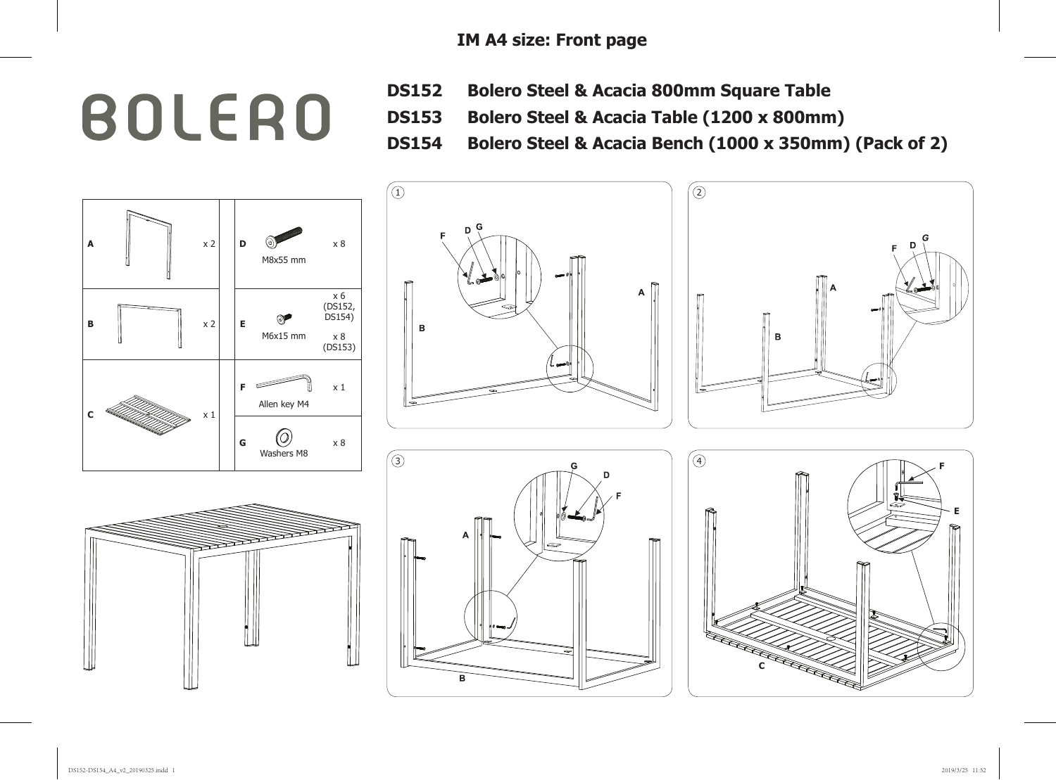# BOLERO

**DS152 Bolero Steel & Acacia 800mm Square Table**

**DS153 Bolero Steel & Acacia Table (1200 x 800mm)**

**DS154 Bolero Steel & Acacia Bench (1000 x 350mm) (Pack of 2)**

| Part | Qty | Part | Description | Qty |
|---|---|---|---|---|
| A | x 2 | D | M8x55 mm | x 8 |
| B | x 2 | E | M6x15 mm | x 6 (DS152, DS154) x 8 (DS153) |
| C | x 1 | F | Allen key M4 | x 1 |
| | | G | Washers M8 | x 8 |

1 — F, D, G, A, B

2 — F, D, G, A, B

3 — G, D, F, A, B

4 — F, E, C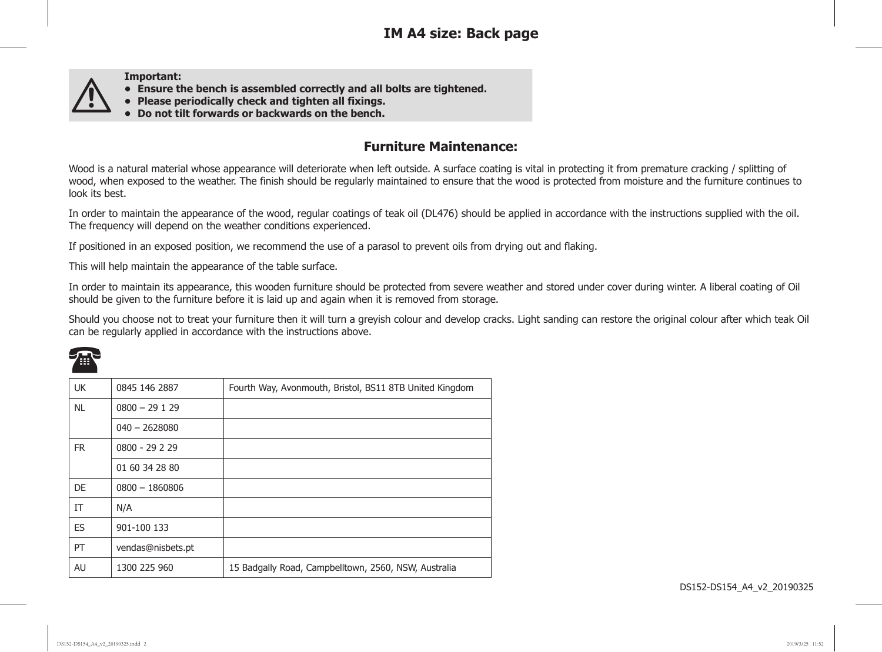**Important:**

- **Ensure the bench is assembled correctly and all bolts are tightened.**
- **Please periodically check and tighten all fixings.**
- **Do not tilt forwards or backwards on the bench.**

## Furniture Maintenance:

Wood is a natural material whose appearance will deteriorate when left outside. A surface coating is vital in protecting it from premature cracking / splitting of wood, when exposed to the weather. The finish should be regularly maintained to ensure that the wood is protected from moisture and the furniture continues to look its best.

In order to maintain the appearance of the wood, regular coatings of teak oil (DL476) should be applied in accordance with the instructions supplied with the oil. The frequency will depend on the weather conditions experienced.

If positioned in an exposed position, we recommend the use of a parasol to prevent oils from drying out and flaking.

This will help maintain the appearance of the table surface.

In order to maintain its appearance, this wooden furniture should be protected from severe weather and stored under cover during winter. A liberal coating of Oil should be given to the furniture before it is laid up and again when it is removed from storage.

Should you choose not to treat your furniture then it will turn a greyish colour and develop cracks. Light sanding can restore the original colour after which teak Oil can be regularly applied in accordance with the instructions above.

| | | |
|---|---|---|
| UK | 0845 146 2887 | Fourth Way, Avonmouth, Bristol, BS11 8TB United Kingdom |
| NL | 0800 – 29 1 29 | |
| | 040 – 2628080 | |
| FR | 0800 - 29 2 29 | |
| | 01 60 34 28 80 | |
| DE | 0800 – 1860806 | |
| IT | N/A | |
| ES | 901-100 133 | |
| PT | vendas@nisbets.pt | |
| AU | 1300 225 960 | 15 Badgally Road, Campbelltown, 2560, NSW, Australia |

DS152-DS154_A4_v2_20190325